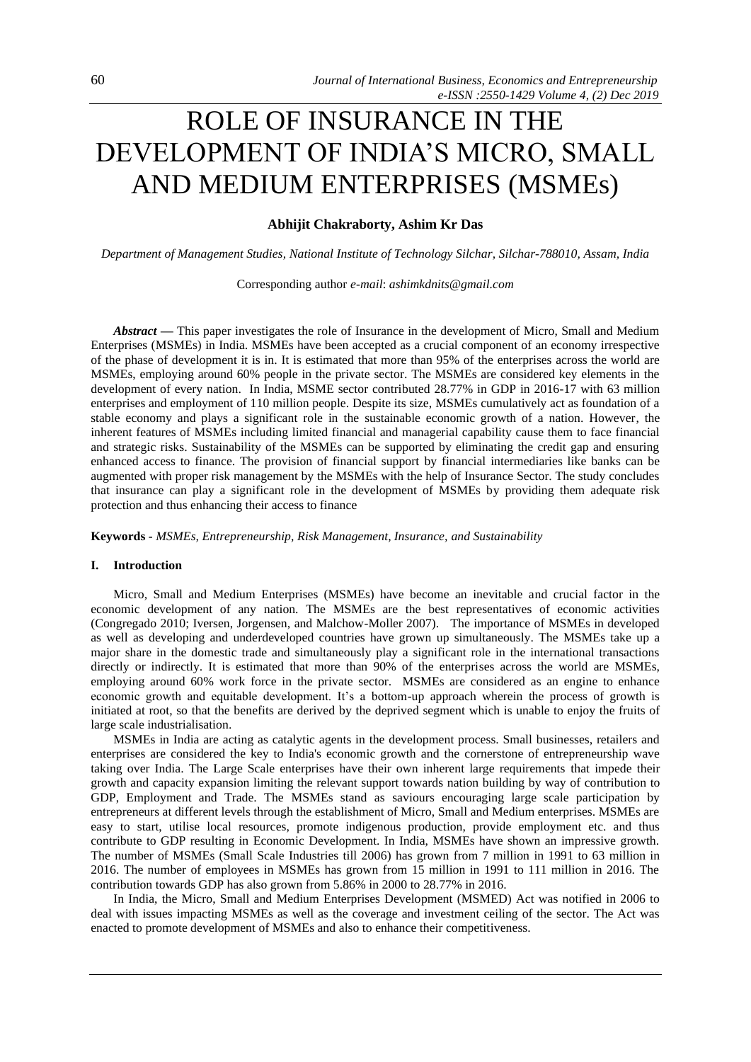# ROLE OF INSURANCE IN THE DEVELOPMENT OF INDIA'S MICRO, SMALL AND MEDIUM ENTERPRISES (MSMEs)

**Abhijit Chakraborty, Ashim Kr Das**

*Department of Management Studies, National Institute of Technology Silchar, Silchar-788010, Assam, India*

Corresponding author *e-mail*: *ashimkdnits@gmail.com*

***Abstract*** **—** This paper investigates the role of Insurance in the development of Micro, Small and Medium Enterprises (MSMEs) in India. MSMEs have been accepted as a crucial component of an economy irrespective of the phase of development it is in. It is estimated that more than 95% of the enterprises across the world are MSMEs, employing around 60% people in the private sector. The MSMEs are considered key elements in the development of every nation. In India, MSME sector contributed 28.77% in GDP in 2016-17 with 63 million enterprises and employment of 110 million people. Despite its size, MSMEs cumulatively act as foundation of a stable economy and plays a significant role in the sustainable economic growth of a nation. However, the inherent features of MSMEs including limited financial and managerial capability cause them to face financial and strategic risks. Sustainability of the MSMEs can be supported by eliminating the credit gap and ensuring enhanced access to finance. The provision of financial support by financial intermediaries like banks can be augmented with proper risk management by the MSMEs with the help of Insurance Sector. The study concludes that insurance can play a significant role in the development of MSMEs by providing them adequate risk protection and thus enhancing their access to finance

**Keywords -** *MSMEs, Entrepreneurship, Risk Management, Insurance, and Sustainability*

## I. Introduction

Micro, Small and Medium Enterprises (MSMEs) have become an inevitable and crucial factor in the economic development of any nation. The MSMEs are the best representatives of economic activities (Congregado 2010; Iversen, Jorgensen, and Malchow-Moller 2007). The importance of MSMEs in developed as well as developing and underdeveloped countries have grown up simultaneously. The MSMEs take up a major share in the domestic trade and simultaneously play a significant role in the international transactions directly or indirectly. It is estimated that more than 90% of the enterprises across the world are MSMEs, employing around 60% work force in the private sector. MSMEs are considered as an engine to enhance economic growth and equitable development. It's a bottom-up approach wherein the process of growth is initiated at root, so that the benefits are derived by the deprived segment which is unable to enjoy the fruits of large scale industrialisation.

MSMEs in India are acting as catalytic agents in the development process. Small businesses, retailers and enterprises are considered the key to India's economic growth and the cornerstone of entrepreneurship wave taking over India. The Large Scale enterprises have their own inherent large requirements that impede their growth and capacity expansion limiting the relevant support towards nation building by way of contribution to GDP, Employment and Trade. The MSMEs stand as saviours encouraging large scale participation by entrepreneurs at different levels through the establishment of Micro, Small and Medium enterprises. MSMEs are easy to start, utilise local resources, promote indigenous production, provide employment etc. and thus contribute to GDP resulting in Economic Development. In India, MSMEs have shown an impressive growth. The number of MSMEs (Small Scale Industries till 2006) has grown from 7 million in 1991 to 63 million in 2016. The number of employees in MSMEs has grown from 15 million in 1991 to 111 million in 2016. The contribution towards GDP has also grown from 5.86% in 2000 to 28.77% in 2016.

In India, the Micro, Small and Medium Enterprises Development (MSMED) Act was notified in 2006 to deal with issues impacting MSMEs as well as the coverage and investment ceiling of the sector. The Act was enacted to promote development of MSMEs and also to enhance their competitiveness.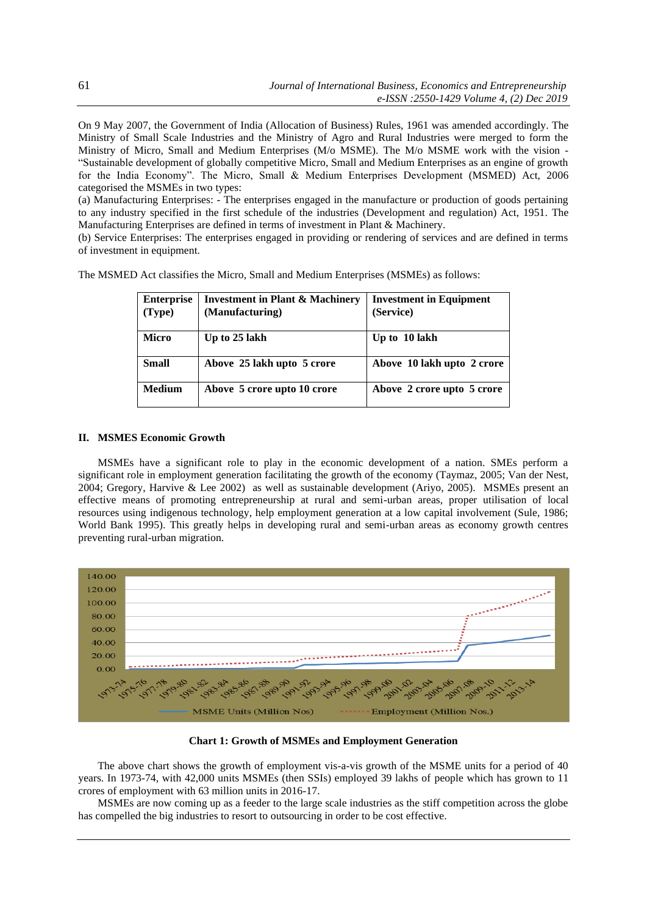On 9 May 2007, the Government of India (Allocation of Business) Rules, 1961 was amended accordingly. The Ministry of Small Scale Industries and the Ministry of Agro and Rural Industries were merged to form the Ministry of Micro, Small and Medium Enterprises (M/o MSME). The M/o MSME work with the vision - "Sustainable development of globally competitive Micro, Small and Medium Enterprises as an engine of growth for the India Economy". The Micro, Small & Medium Enterprises Development (MSMED) Act, 2006 categorised the MSMEs in two types:

(a) Manufacturing Enterprises: - The enterprises engaged in the manufacture or production of goods pertaining to any industry specified in the first schedule of the industries (Development and regulation) Act, 1951. The Manufacturing Enterprises are defined in terms of investment in Plant & Machinery.

(b) Service Enterprises: The enterprises engaged in providing or rendering of services and are defined in terms of investment in equipment.

The MSMED Act classifies the Micro, Small and Medium Enterprises (MSMEs) as follows:

| Enterprise (Type) | Investment in Plant & Machinery (Manufacturing) | Investment in Equipment (Service) |
|---|---|---|
| Micro | Up to 25 lakh | Up to 10 lakh |
| Small | Above 25 lakh upto 5 crore | Above 10 lakh upto 2 crore |
| Medium | Above 5 crore upto 10 crore | Above 2 crore upto 5 crore |

## II. MSMES Economic Growth

MSMEs have a significant role to play in the economic development of a nation. SMEs perform a significant role in employment generation facilitating the growth of the economy (Taymaz, 2005; Van der Nest, 2004; Gregory, Harvive & Lee 2002) as well as sustainable development (Ariyo, 2005). MSMEs present an effective means of promoting entrepreneurship at rural and semi-urban areas, proper utilisation of local resources using indigenous technology, help employment generation at a low capital involvement (Sule, 1986; World Bank 1995). This greatly helps in developing rural and semi-urban areas as economy growth centres preventing rural-urban migration.

**Chart 1: Growth of MSMEs and Employment Generation**

The above chart shows the growth of employment vis-a-vis growth of the MSME units for a period of 40 years. In 1973-74, with 42,000 units MSMEs (then SSIs) employed 39 lakhs of people which has grown to 11 crores of employment with 63 million units in 2016-17.

MSMEs are now coming up as a feeder to the large scale industries as the stiff competition across the globe has compelled the big industries to resort to outsourcing in order to be cost effective.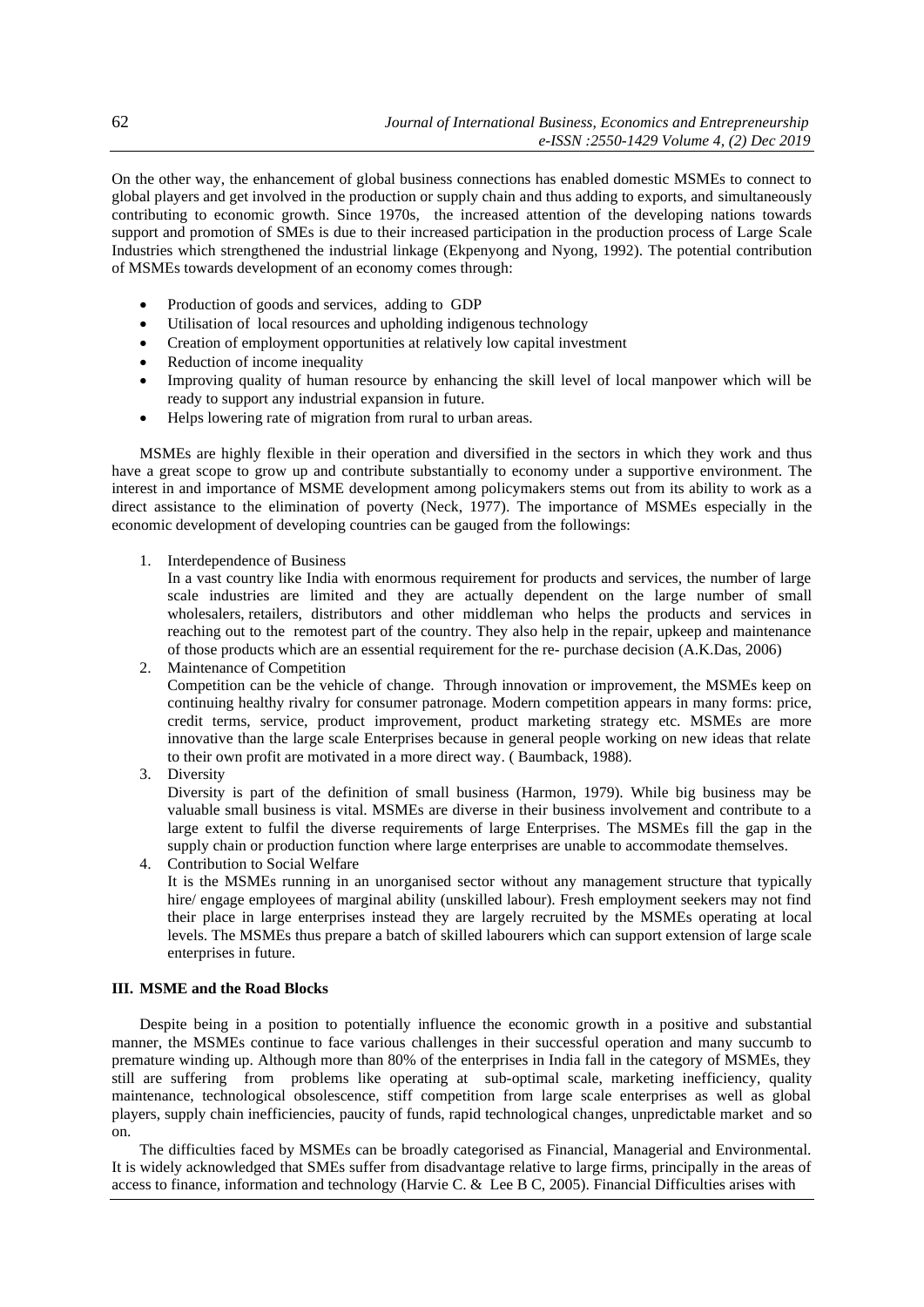On the other way, the enhancement of global business connections has enabled domestic MSMEs to connect to global players and get involved in the production or supply chain and thus adding to exports, and simultaneously contributing to economic growth. Since 1970s, the increased attention of the developing nations towards support and promotion of SMEs is due to their increased participation in the production process of Large Scale Industries which strengthened the industrial linkage (Ekpenyong and Nyong, 1992). The potential contribution of MSMEs towards development of an economy comes through:

- Production of goods and services, adding to GDP
- Utilisation of local resources and upholding indigenous technology
- Creation of employment opportunities at relatively low capital investment
- Reduction of income inequality
- Improving quality of human resource by enhancing the skill level of local manpower which will be ready to support any industrial expansion in future.
- Helps lowering rate of migration from rural to urban areas.

MSMEs are highly flexible in their operation and diversified in the sectors in which they work and thus have a great scope to grow up and contribute substantially to economy under a supportive environment. The interest in and importance of MSME development among policymakers stems out from its ability to work as a direct assistance to the elimination of poverty (Neck, 1977). The importance of MSMEs especially in the economic development of developing countries can be gauged from the followings:

1. Interdependence of Business
   In a vast country like India with enormous requirement for products and services, the number of large scale industries are limited and they are actually dependent on the large number of small wholesalers, retailers, distributors and other middleman who helps the products and services in reaching out to the remotest part of the country. They also help in the repair, upkeep and maintenance of those products which are an essential requirement for the re- purchase decision (A.K.Das, 2006)
2. Maintenance of Competition
   Competition can be the vehicle of change. Through innovation or improvement, the MSMEs keep on continuing healthy rivalry for consumer patronage. Modern competition appears in many forms: price, credit terms, service, product improvement, product marketing strategy etc. MSMEs are more innovative than the large scale Enterprises because in general people working on new ideas that relate to their own profit are motivated in a more direct way. ( Baumback, 1988).
3. Diversity
   Diversity is part of the definition of small business (Harmon, 1979). While big business may be valuable small business is vital. MSMEs are diverse in their business involvement and contribute to a large extent to fulfil the diverse requirements of large Enterprises. The MSMEs fill the gap in the supply chain or production function where large enterprises are unable to accommodate themselves.
4. Contribution to Social Welfare
   It is the MSMEs running in an unorganised sector without any management structure that typically hire/ engage employees of marginal ability (unskilled labour). Fresh employment seekers may not find their place in large enterprises instead they are largely recruited by the MSMEs operating at local levels. The MSMEs thus prepare a batch of skilled labourers which can support extension of large scale enterprises in future.

## III. MSME and the Road Blocks

Despite being in a position to potentially influence the economic growth in a positive and substantial manner, the MSMEs continue to face various challenges in their successful operation and many succumb to premature winding up. Although more than 80% of the enterprises in India fall in the category of MSMEs, they still are suffering from problems like operating at sub-optimal scale, marketing inefficiency, quality maintenance, technological obsolescence, stiff competition from large scale enterprises as well as global players, supply chain inefficiencies, paucity of funds, rapid technological changes, unpredictable market and so on.

The difficulties faced by MSMEs can be broadly categorised as Financial, Managerial and Environmental. It is widely acknowledged that SMEs suffer from disadvantage relative to large firms, principally in the areas of access to finance, information and technology (Harvie C. & Lee B C, 2005). Financial Difficulties arises with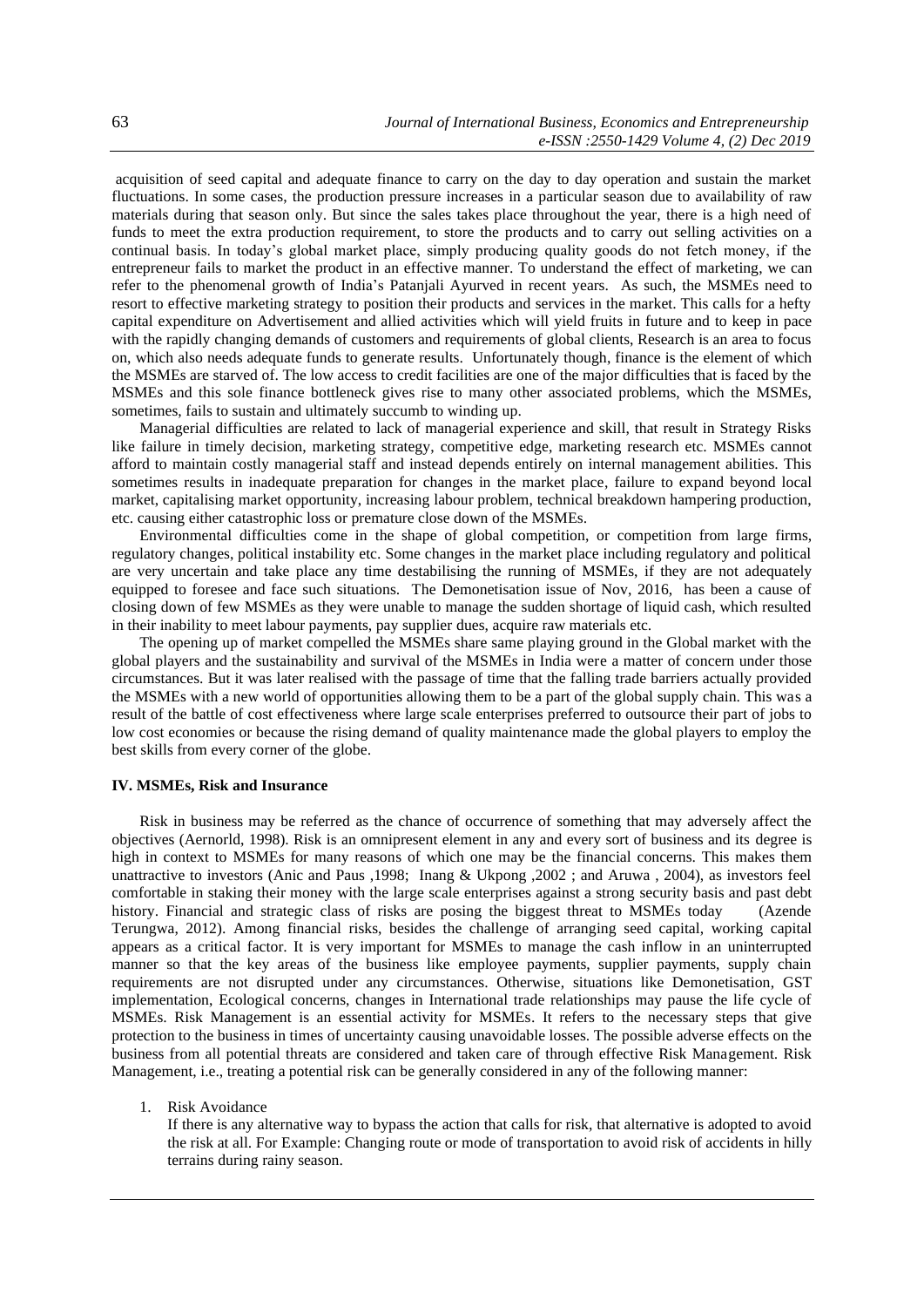acquisition of seed capital and adequate finance to carry on the day to day operation and sustain the market fluctuations. In some cases, the production pressure increases in a particular season due to availability of raw materials during that season only. But since the sales takes place throughout the year, there is a high need of funds to meet the extra production requirement, to store the products and to carry out selling activities on a continual basis. In today's global market place, simply producing quality goods do not fetch money, if the entrepreneur fails to market the product in an effective manner. To understand the effect of marketing, we can refer to the phenomenal growth of India's Patanjali Ayurved in recent years. As such, the MSMEs need to resort to effective marketing strategy to position their products and services in the market. This calls for a hefty capital expenditure on Advertisement and allied activities which will yield fruits in future and to keep in pace with the rapidly changing demands of customers and requirements of global clients, Research is an area to focus on, which also needs adequate funds to generate results. Unfortunately though, finance is the element of which the MSMEs are starved of. The low access to credit facilities are one of the major difficulties that is faced by the MSMEs and this sole finance bottleneck gives rise to many other associated problems, which the MSMEs, sometimes, fails to sustain and ultimately succumb to winding up.

Managerial difficulties are related to lack of managerial experience and skill, that result in Strategy Risks like failure in timely decision, marketing strategy, competitive edge, marketing research etc. MSMEs cannot afford to maintain costly managerial staff and instead depends entirely on internal management abilities. This sometimes results in inadequate preparation for changes in the market place, failure to expand beyond local market, capitalising market opportunity, increasing labour problem, technical breakdown hampering production, etc. causing either catastrophic loss or premature close down of the MSMEs.

Environmental difficulties come in the shape of global competition, or competition from large firms, regulatory changes, political instability etc. Some changes in the market place including regulatory and political are very uncertain and take place any time destabilising the running of MSMEs, if they are not adequately equipped to foresee and face such situations. The Demonetisation issue of Nov, 2016, has been a cause of closing down of few MSMEs as they were unable to manage the sudden shortage of liquid cash, which resulted in their inability to meet labour payments, pay supplier dues, acquire raw materials etc.

The opening up of market compelled the MSMEs share same playing ground in the Global market with the global players and the sustainability and survival of the MSMEs in India were a matter of concern under those circumstances. But it was later realised with the passage of time that the falling trade barriers actually provided the MSMEs with a new world of opportunities allowing them to be a part of the global supply chain. This was a result of the battle of cost effectiveness where large scale enterprises preferred to outsource their part of jobs to low cost economies or because the rising demand of quality maintenance made the global players to employ the best skills from every corner of the globe.

## IV. MSMEs, Risk and Insurance

Risk in business may be referred as the chance of occurrence of something that may adversely affect the objectives (Aernorld, 1998). Risk is an omnipresent element in any and every sort of business and its degree is high in context to MSMEs for many reasons of which one may be the financial concerns. This makes them unattractive to investors (Anic and Paus ,1998; Inang & Ukpong ,2002 ; and Aruwa , 2004), as investors feel comfortable in staking their money with the large scale enterprises against a strong security basis and past debt history. Financial and strategic class of risks are posing the biggest threat to MSMEs today (Azende Terungwa, 2012). Among financial risks, besides the challenge of arranging seed capital, working capital appears as a critical factor. It is very important for MSMEs to manage the cash inflow in an uninterrupted manner so that the key areas of the business like employee payments, supplier payments, supply chain requirements are not disrupted under any circumstances. Otherwise, situations like Demonetisation, GST implementation, Ecological concerns, changes in International trade relationships may pause the life cycle of MSMEs. Risk Management is an essential activity for MSMEs. It refers to the necessary steps that give protection to the business in times of uncertainty causing unavoidable losses. The possible adverse effects on the business from all potential threats are considered and taken care of through effective Risk Management. Risk Management, i.e., treating a potential risk can be generally considered in any of the following manner:

1. Risk Avoidance

   If there is any alternative way to bypass the action that calls for risk, that alternative is adopted to avoid the risk at all. For Example: Changing route or mode of transportation to avoid risk of accidents in hilly terrains during rainy season.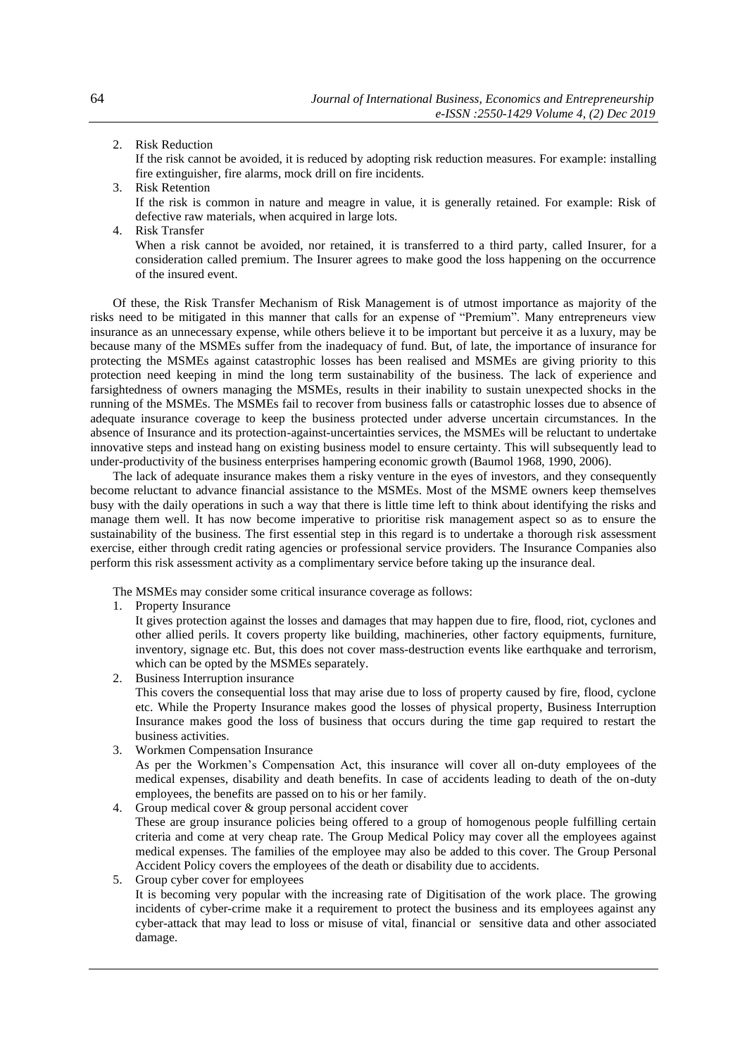2. Risk Reduction

   If the risk cannot be avoided, it is reduced by adopting risk reduction measures. For example: installing fire extinguisher, fire alarms, mock drill on fire incidents.

3. Risk Retention

   If the risk is common in nature and meagre in value, it is generally retained. For example: Risk of defective raw materials, when acquired in large lots.

4. Risk Transfer

   When a risk cannot be avoided, nor retained, it is transferred to a third party, called Insurer, for a consideration called premium. The Insurer agrees to make good the loss happening on the occurrence of the insured event.

Of these, the Risk Transfer Mechanism of Risk Management is of utmost importance as majority of the risks need to be mitigated in this manner that calls for an expense of "Premium". Many entrepreneurs view insurance as an unnecessary expense, while others believe it to be important but perceive it as a luxury, may be because many of the MSMEs suffer from the inadequacy of fund. But, of late, the importance of insurance for protecting the MSMEs against catastrophic losses has been realised and MSMEs are giving priority to this protection need keeping in mind the long term sustainability of the business. The lack of experience and farsightedness of owners managing the MSMEs, results in their inability to sustain unexpected shocks in the running of the MSMEs. The MSMEs fail to recover from business falls or catastrophic losses due to absence of adequate insurance coverage to keep the business protected under adverse uncertain circumstances. In the absence of Insurance and its protection-against-uncertainties services, the MSMEs will be reluctant to undertake innovative steps and instead hang on existing business model to ensure certainty. This will subsequently lead to under-productivity of the business enterprises hampering economic growth (Baumol 1968, 1990, 2006).

The lack of adequate insurance makes them a risky venture in the eyes of investors, and they consequently become reluctant to advance financial assistance to the MSMEs. Most of the MSME owners keep themselves busy with the daily operations in such a way that there is little time left to think about identifying the risks and manage them well. It has now become imperative to prioritise risk management aspect so as to ensure the sustainability of the business. The first essential step in this regard is to undertake a thorough risk assessment exercise, either through credit rating agencies or professional service providers. The Insurance Companies also perform this risk assessment activity as a complimentary service before taking up the insurance deal.

The MSMEs may consider some critical insurance coverage as follows:

1. Property Insurance

   It gives protection against the losses and damages that may happen due to fire, flood, riot, cyclones and other allied perils. It covers property like building, machineries, other factory equipments, furniture, inventory, signage etc. But, this does not cover mass-destruction events like earthquake and terrorism, which can be opted by the MSMEs separately.

2. Business Interruption insurance

   This covers the consequential loss that may arise due to loss of property caused by fire, flood, cyclone etc. While the Property Insurance makes good the losses of physical property, Business Interruption Insurance makes good the loss of business that occurs during the time gap required to restart the business activities.

3. Workmen Compensation Insurance

   As per the Workmen's Compensation Act, this insurance will cover all on-duty employees of the medical expenses, disability and death benefits. In case of accidents leading to death of the on-duty employees, the benefits are passed on to his or her family.

4. Group medical cover & group personal accident cover

   These are group insurance policies being offered to a group of homogenous people fulfilling certain criteria and come at very cheap rate. The Group Medical Policy may cover all the employees against medical expenses. The families of the employee may also be added to this cover. The Group Personal Accident Policy covers the employees of the death or disability due to accidents.

5. Group cyber cover for employees

   It is becoming very popular with the increasing rate of Digitisation of the work place. The growing incidents of cyber-crime make it a requirement to protect the business and its employees against any cyber-attack that may lead to loss or misuse of vital, financial or sensitive data and other associated damage.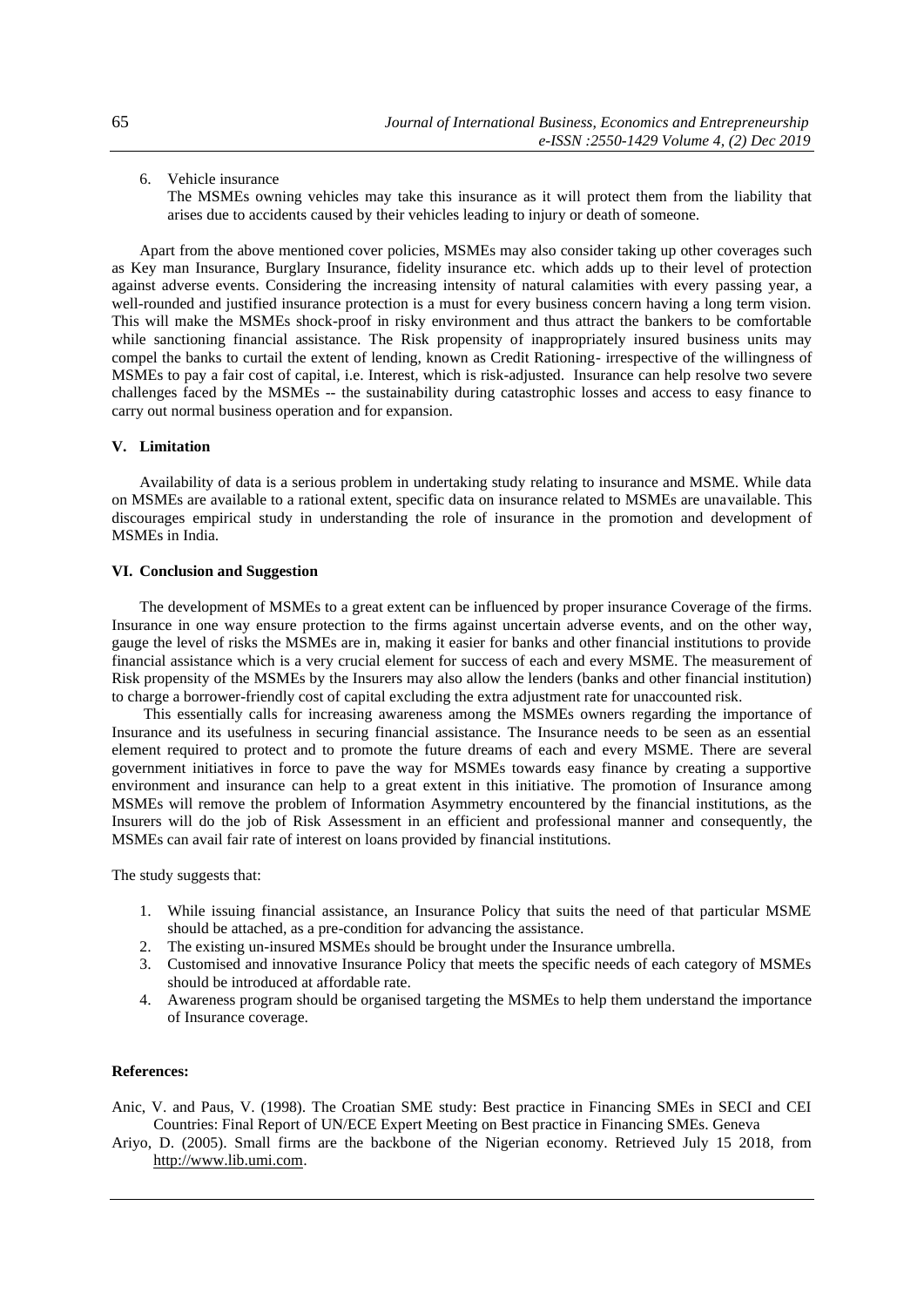6. Vehicle insurance
   The MSMEs owning vehicles may take this insurance as it will protect them from the liability that arises due to accidents caused by their vehicles leading to injury or death of someone.

Apart from the above mentioned cover policies, MSMEs may also consider taking up other coverages such as Key man Insurance, Burglary Insurance, fidelity insurance etc. which adds up to their level of protection against adverse events. Considering the increasing intensity of natural calamities with every passing year, a well-rounded and justified insurance protection is a must for every business concern having a long term vision. This will make the MSMEs shock-proof in risky environment and thus attract the bankers to be comfortable while sanctioning financial assistance. The Risk propensity of inappropriately insured business units may compel the banks to curtail the extent of lending, known as Credit Rationing- irrespective of the willingness of MSMEs to pay a fair cost of capital, i.e. Interest, which is risk-adjusted. Insurance can help resolve two severe challenges faced by the MSMEs -- the sustainability during catastrophic losses and access to easy finance to carry out normal business operation and for expansion.

## V. Limitation

Availability of data is a serious problem in undertaking study relating to insurance and MSME. While data on MSMEs are available to a rational extent, specific data on insurance related to MSMEs are unavailable. This discourages empirical study in understanding the role of insurance in the promotion and development of MSMEs in India.

## VI. Conclusion and Suggestion

The development of MSMEs to a great extent can be influenced by proper insurance Coverage of the firms. Insurance in one way ensure protection to the firms against uncertain adverse events, and on the other way, gauge the level of risks the MSMEs are in, making it easier for banks and other financial institutions to provide financial assistance which is a very crucial element for success of each and every MSME. The measurement of Risk propensity of the MSMEs by the Insurers may also allow the lenders (banks and other financial institution) to charge a borrower-friendly cost of capital excluding the extra adjustment rate for unaccounted risk.

This essentially calls for increasing awareness among the MSMEs owners regarding the importance of Insurance and its usefulness in securing financial assistance. The Insurance needs to be seen as an essential element required to protect and to promote the future dreams of each and every MSME. There are several government initiatives in force to pave the way for MSMEs towards easy finance by creating a supportive environment and insurance can help to a great extent in this initiative. The promotion of Insurance among MSMEs will remove the problem of Information Asymmetry encountered by the financial institutions, as the Insurers will do the job of Risk Assessment in an efficient and professional manner and consequently, the MSMEs can avail fair rate of interest on loans provided by financial institutions.

The study suggests that:

1. While issuing financial assistance, an Insurance Policy that suits the need of that particular MSME should be attached, as a pre-condition for advancing the assistance.
2. The existing un-insured MSMEs should be brought under the Insurance umbrella.
3. Customised and innovative Insurance Policy that meets the specific needs of each category of MSMEs should be introduced at affordable rate.
4. Awareness program should be organised targeting the MSMEs to help them understand the importance of Insurance coverage.

**References:**

Anic, V. and Paus, V. (1998). The Croatian SME study: Best practice in Financing SMEs in SECI and CEI Countries: Final Report of UN/ECE Expert Meeting on Best practice in Financing SMEs. Geneva

Ariyo, D. (2005). Small firms are the backbone of the Nigerian economy. Retrieved July 15 2018, from http://www.lib.umi.com.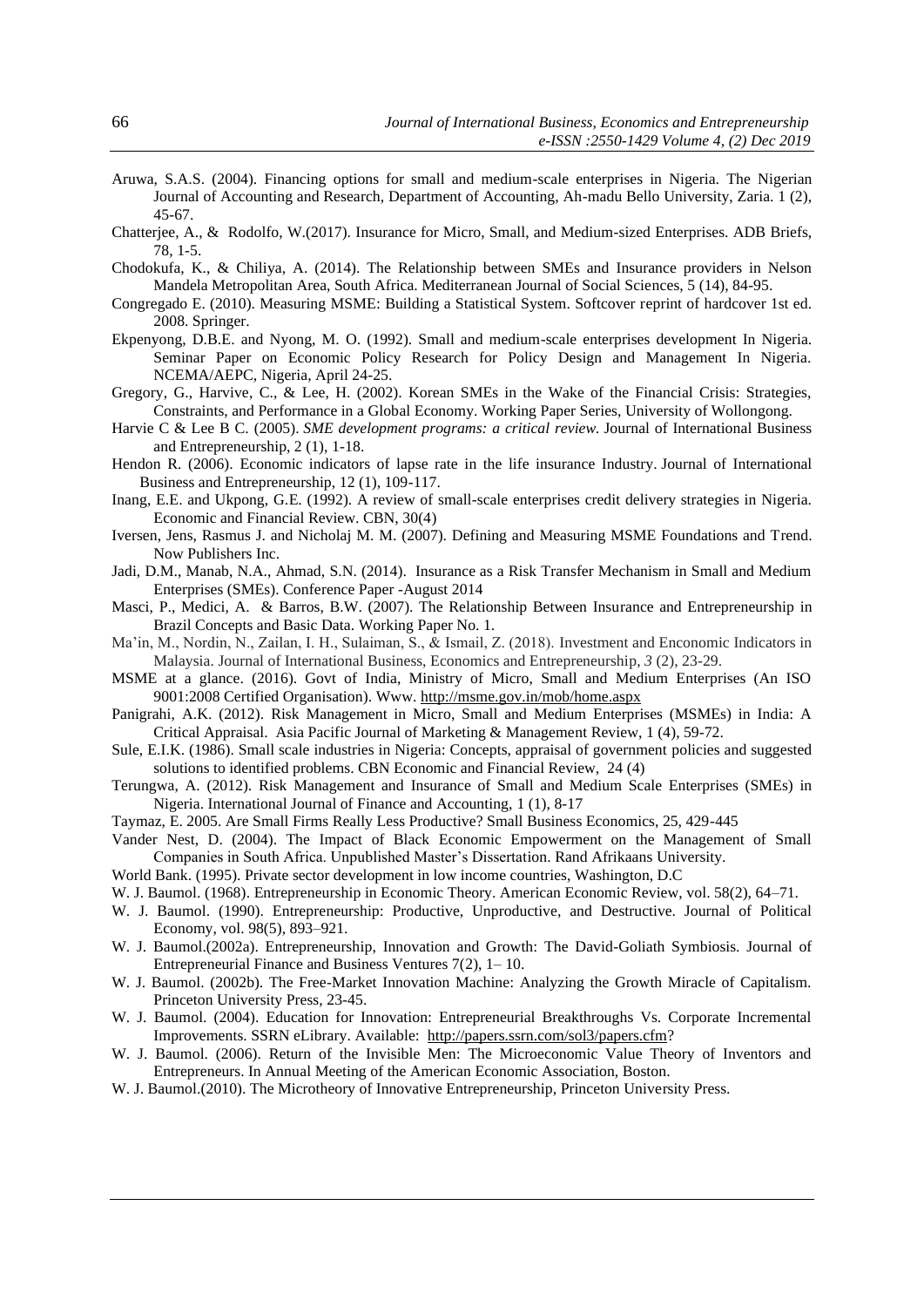Aruwa, S.A.S. (2004). Financing options for small and medium-scale enterprises in Nigeria. The Nigerian Journal of Accounting and Research, Department of Accounting, Ah-madu Bello University, Zaria. 1 (2), 45-67.

Chatterjee, A., & Rodolfo, W.(2017). Insurance for Micro, Small, and Medium-sized Enterprises. ADB Briefs, 78, 1-5.

Chodokufa, K., & Chiliya, A. (2014). The Relationship between SMEs and Insurance providers in Nelson Mandela Metropolitan Area, South Africa. Mediterranean Journal of Social Sciences, 5 (14), 84-95.

Congregado E. (2010). Measuring MSME: Building a Statistical System. Softcover reprint of hardcover 1st ed. 2008. Springer.

Ekpenyong, D.B.E. and Nyong, M. O. (1992). Small and medium-scale enterprises development In Nigeria. Seminar Paper on Economic Policy Research for Policy Design and Management In Nigeria. NCEMA/AEPC, Nigeria, April 24-25.

Gregory, G., Harvive, C., & Lee, H. (2002). Korean SMEs in the Wake of the Financial Crisis: Strategies, Constraints, and Performance in a Global Economy. Working Paper Series, University of Wollongong.

Harvie C & Lee B C. (2005). *SME development programs: a critical review.* Journal of International Business and Entrepreneurship, 2 (1), 1-18.

Hendon R. (2006). Economic indicators of lapse rate in the life insurance Industry. Journal of International Business and Entrepreneurship, 12 (1), 109-117.

Inang, E.E. and Ukpong, G.E. (1992). A review of small-scale enterprises credit delivery strategies in Nigeria. Economic and Financial Review. CBN, 30(4)

Iversen, Jens, Rasmus J. and Nicholaj M. M. (2007). Defining and Measuring MSME Foundations and Trend. Now Publishers Inc.

Jadi, D.M., Manab, N.A., Ahmad, S.N. (2014). Insurance as a Risk Transfer Mechanism in Small and Medium Enterprises (SMEs). Conference Paper -August 2014

Masci, P., Medici, A. & Barros, B.W. (2007). The Relationship Between Insurance and Entrepreneurship in Brazil Concepts and Basic Data. Working Paper No. 1.

Ma'in, M., Nordin, N., Zailan, I. H., Sulaiman, S., & Ismail, Z. (2018). Investment and Enconomic Indicators in Malaysia. Journal of International Business, Economics and Entrepreneurship, *3* (2), 23-29.

MSME at a glance. (2016). Govt of India, Ministry of Micro, Small and Medium Enterprises (An ISO 9001:2008 Certified Organisation). Www. http://msme.gov.in/mob/home.aspx

Panigrahi, A.K. (2012). Risk Management in Micro, Small and Medium Enterprises (MSMEs) in India: A Critical Appraisal. Asia Pacific Journal of Marketing & Management Review, 1 (4), 59-72.

Sule, E.I.K. (1986). Small scale industries in Nigeria: Concepts, appraisal of government policies and suggested solutions to identified problems. CBN Economic and Financial Review, 24 (4)

Terungwa, A. (2012). Risk Management and Insurance of Small and Medium Scale Enterprises (SMEs) in Nigeria. International Journal of Finance and Accounting, 1 (1), 8-17

Taymaz, E. 2005. Are Small Firms Really Less Productive? Small Business Economics, 25, 429-445

Vander Nest, D. (2004). The Impact of Black Economic Empowerment on the Management of Small Companies in South Africa. Unpublished Master's Dissertation. Rand Afrikaans University.

World Bank. (1995). Private sector development in low income countries, Washington, D.C

W. J. Baumol. (1968). Entrepreneurship in Economic Theory. American Economic Review, vol. 58(2), 64–71.

W. J. Baumol. (1990). Entrepreneurship: Productive, Unproductive, and Destructive. Journal of Political Economy, vol. 98(5), 893–921.

W. J. Baumol.(2002a). Entrepreneurship, Innovation and Growth: The David-Goliath Symbiosis. Journal of Entrepreneurial Finance and Business Ventures 7(2), 1– 10.

W. J. Baumol. (2002b). The Free-Market Innovation Machine: Analyzing the Growth Miracle of Capitalism. Princeton University Press, 23-45.

W. J. Baumol. (2004). Education for Innovation: Entrepreneurial Breakthroughs Vs. Corporate Incremental Improvements. SSRN eLibrary. Available: http://papers.ssrn.com/sol3/papers.cfm?

W. J. Baumol. (2006). Return of the Invisible Men: The Microeconomic Value Theory of Inventors and Entrepreneurs. In Annual Meeting of the American Economic Association, Boston.

W. J. Baumol.(2010). The Microtheory of Innovative Entrepreneurship, Princeton University Press.